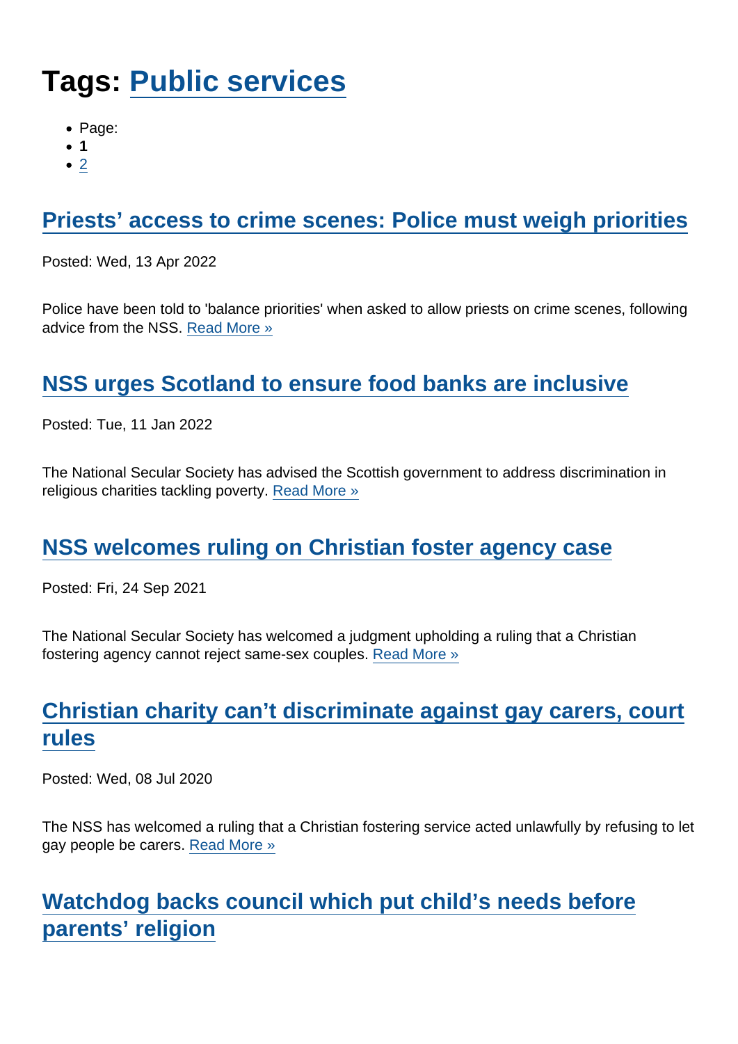# Tags: Public services

- Page:
- **1**
- 2

## Priests' access to crime scenes: Police must weigh priorities

Posted: Wed, 13 Apr 2022

Police have been told to 'balance priorities' when asked to allow priests on crime scenes, following advice from the NSS. Read More »

## NSS urges Scotland to ensure food banks are inclusive

Posted: Tue, 11 Jan 2022

The National Secular Society has advised the Scottish government to address discrimination in religious charities tackling poverty. Read More »

## NSS welcomes ruling on Christian foster agency case

Posted: Fri, 24 Sep 2021

The National Secular Society has welcomed a judgment upholding a ruling that a Christian fostering agency cannot reject same-sex couples. Read More »

## Christian charity can't discriminate against gay carers, court rules

Posted: Wed, 08 Jul 2020

The NSS has welcomed a ruling that a Christian fostering service acted unlawfully by refusing to let gay people be carers. Read More »

## Watchdog backs council which put child's needs before parents' religion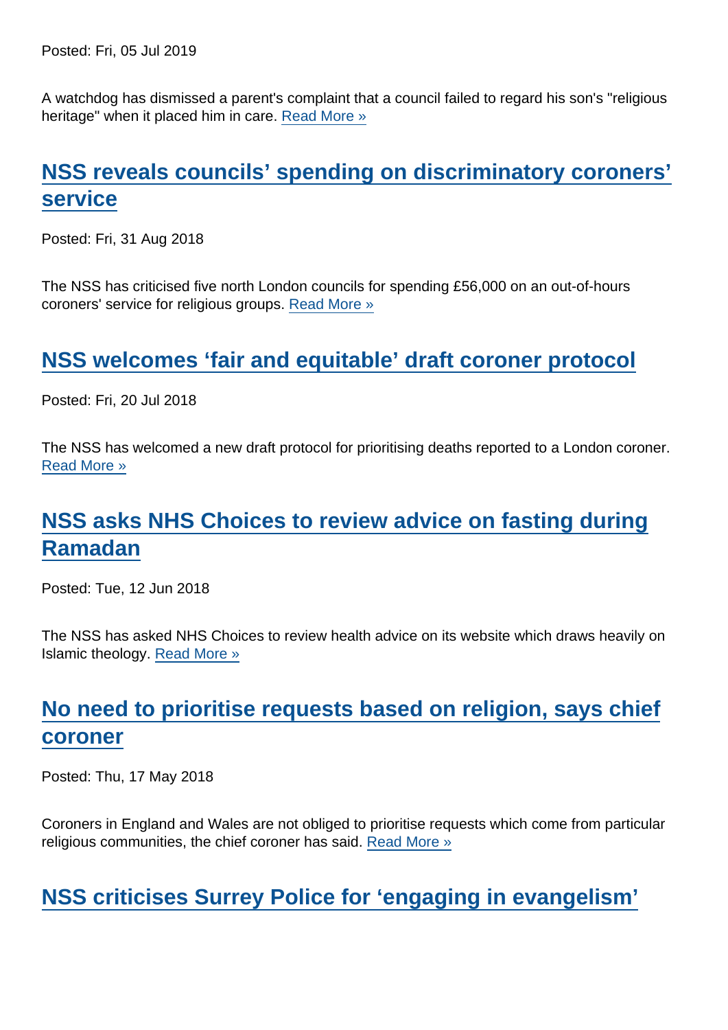Posted: Fri, 05 Jul 2019

A watchdog has dismissed a parent's complaint that a council failed to regard his son's "religious heritage" when it placed him in care. Read More »

## NSS reveals councils' spending on discriminatory coroners' service

Posted: Fri, 31 Aug 2018

The NSS has criticised five north London councils for spending £56,000 on an out-of-hours coroners' service for religious groups. Read More »

## NSS welcomes 'fair and equitable' draft coroner protocol

Posted: Fri, 20 Jul 2018

The NSS has welcomed a new draft protocol for prioritising deaths reported to a London coroner. Read More »

## NSS asks NHS Choices to review advice on fasting during Ramadan

Posted: Tue, 12 Jun 2018

The NSS has asked NHS Choices to review health advice on its website which draws heavily on Islamic theology. Read More »

## No need to prioritise requests based on religion, says chief coroner

Posted: Thu, 17 May 2018

Coroners in England and Wales are not obliged to prioritise requests which come from particular religious communities, the chief coroner has said. Read More »

## NSS criticises Surrey Police for 'engaging in evangelism'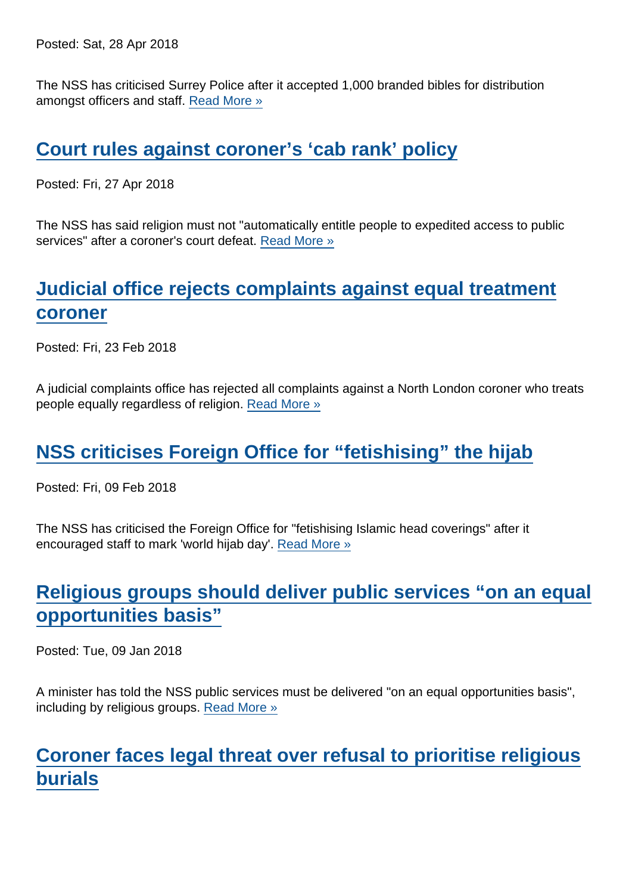Posted: Sat, 28 Apr 2018

The NSS has criticised Surrey Police after it accepted 1,000 branded bibles for distribution amongst officers and staff. Read More »

## Court rules against coroner's 'cab rank' policy

Posted: Fri, 27 Apr 2018

The NSS has said religion must not "automatically entitle people to expedited access to public services" after a coroner's court defeat. Read More »

## Judicial office rejects complaints against equal treatment coroner

Posted: Fri, 23 Feb 2018

A judicial complaints office has rejected all complaints against a North London coroner who treats people equally regardless of religion. Read More »

## NSS criticises Foreign Office for "fetishising" the hijab

Posted: Fri, 09 Feb 2018

The NSS has criticised the Foreign Office for "fetishising Islamic head coverings" after it encouraged staff to mark 'world hijab day'. Read More »

## Religious groups should deliver public services "on an equal opportunities basis"

Posted: Tue, 09 Jan 2018

A minister has told the NSS public services must be delivered "on an equal opportunities basis", including by religious groups. Read More »

## Coroner faces legal threat over refusal to prioritise religious burials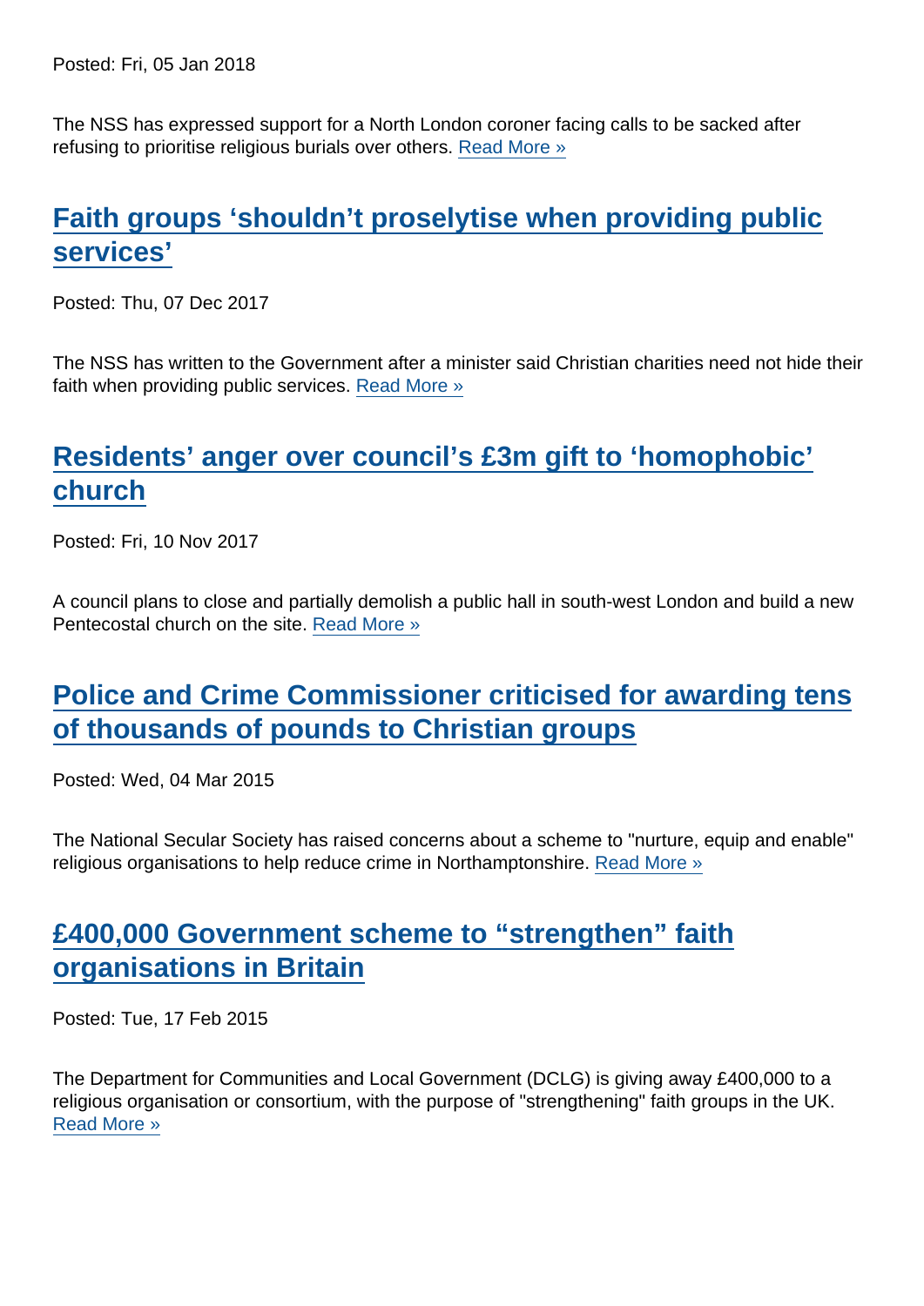Posted: Fri, 05 Jan 2018

The NSS has expressed support for a North London coroner facing calls to be sacked after refusing to prioritise religious burials over others. Read More »

## Faith groups 'shouldn't proselytise when providing public services'

Posted: Thu, 07 Dec 2017

The NSS has written to the Government after a minister said Christian charities need not hide their faith when providing public services. Read More »

## Residents' anger over council's £3m gift to 'homophobic' church

Posted: Fri, 10 Nov 2017

A council plans to close and partially demolish a public hall in south-west London and build a new Pentecostal church on the site. Read More »

## Police and Crime Commissioner criticised for awarding tens of thousands of pounds to Christian groups

Posted: Wed, 04 Mar 2015

The National Secular Society has raised concerns about a scheme to "nurture, equip and enable" religious organisations to help reduce crime in Northamptonshire. Read More »

## £400,000 Government scheme to "strengthen" faith organisations in Britain

Posted: Tue, 17 Feb 2015

The Department for Communities and Local Government (DCLG) is giving away £400,000 to a religious organisation or consortium, with the purpose of "strengthening" faith groups in the UK. Read More »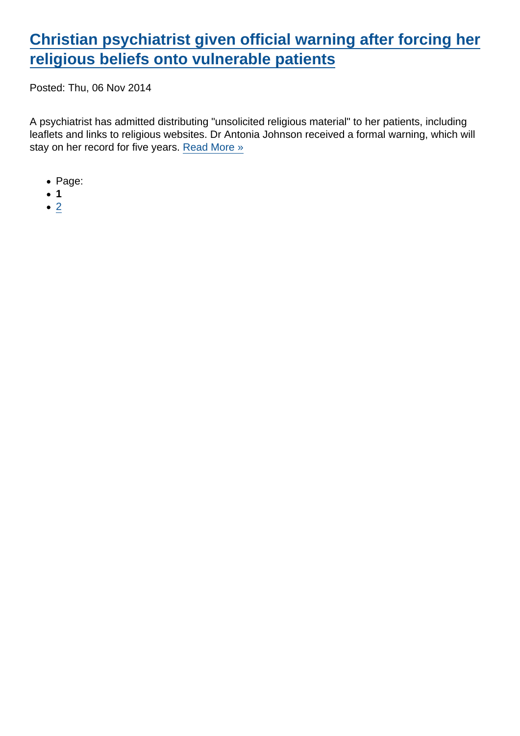## Christian psychiatrist given official warning after forcing her religious beliefs onto vulnerable patients

Posted: Thu, 06 Nov 2014

A psychiatrist has admitted distributing "unsolicited religious material" to her patients, including leaflets and links to religious websites. Dr Antonia Johnson received a formal warning, which will stay on her record for five years. Read More »

- Page:
- **1**
- 2